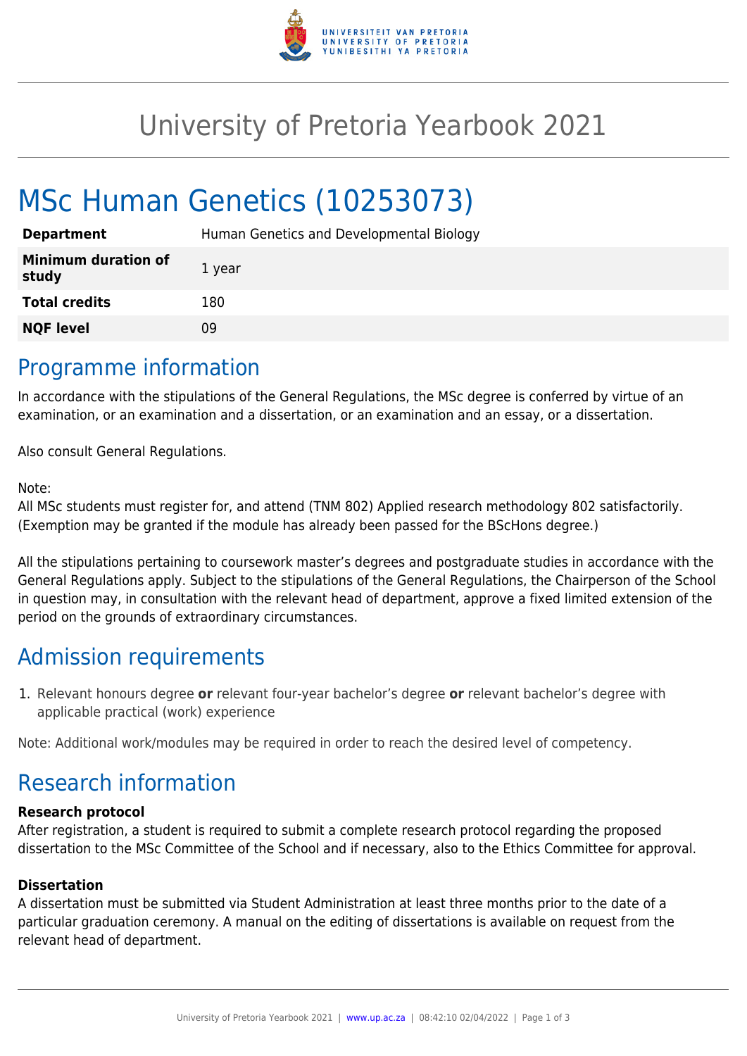# University of Pretoria Yearbook 2021

# MSc Human Genetics (10253073)

| | |
|---|---|
| **Department** | Human Genetics and Developmental Biology |
| **Minimum duration of study** | 1 year |
| **Total credits** | 180 |
| **NQF level** | 09 |

## Programme information

In accordance with the stipulations of the General Regulations, the MSc degree is conferred by virtue of an examination, or an examination and a dissertation, or an examination and an essay, or a dissertation.

Also consult General Regulations.

Note:
All MSc students must register for, and attend (TNM 802) Applied research methodology 802 satisfactorily. (Exemption may be granted if the module has already been passed for the BScHons degree.)

All the stipulations pertaining to coursework master's degrees and postgraduate studies in accordance with the General Regulations apply. Subject to the stipulations of the General Regulations, the Chairperson of the School in question may, in consultation with the relevant head of department, approve a fixed limited extension of the period on the grounds of extraordinary circumstances.

## Admission requirements

1. Relevant honours degree **or** relevant four-year bachelor's degree **or** relevant bachelor's degree with applicable practical (work) experience

Note: Additional work/modules may be required in order to reach the desired level of competency.

## Research information

### Research protocol

After registration, a student is required to submit a complete research protocol regarding the proposed dissertation to the MSc Committee of the School and if necessary, also to the Ethics Committee for approval.

### Dissertation

A dissertation must be submitted via Student Administration at least three months prior to the date of a particular graduation ceremony. A manual on the editing of dissertations is available on request from the relevant head of department.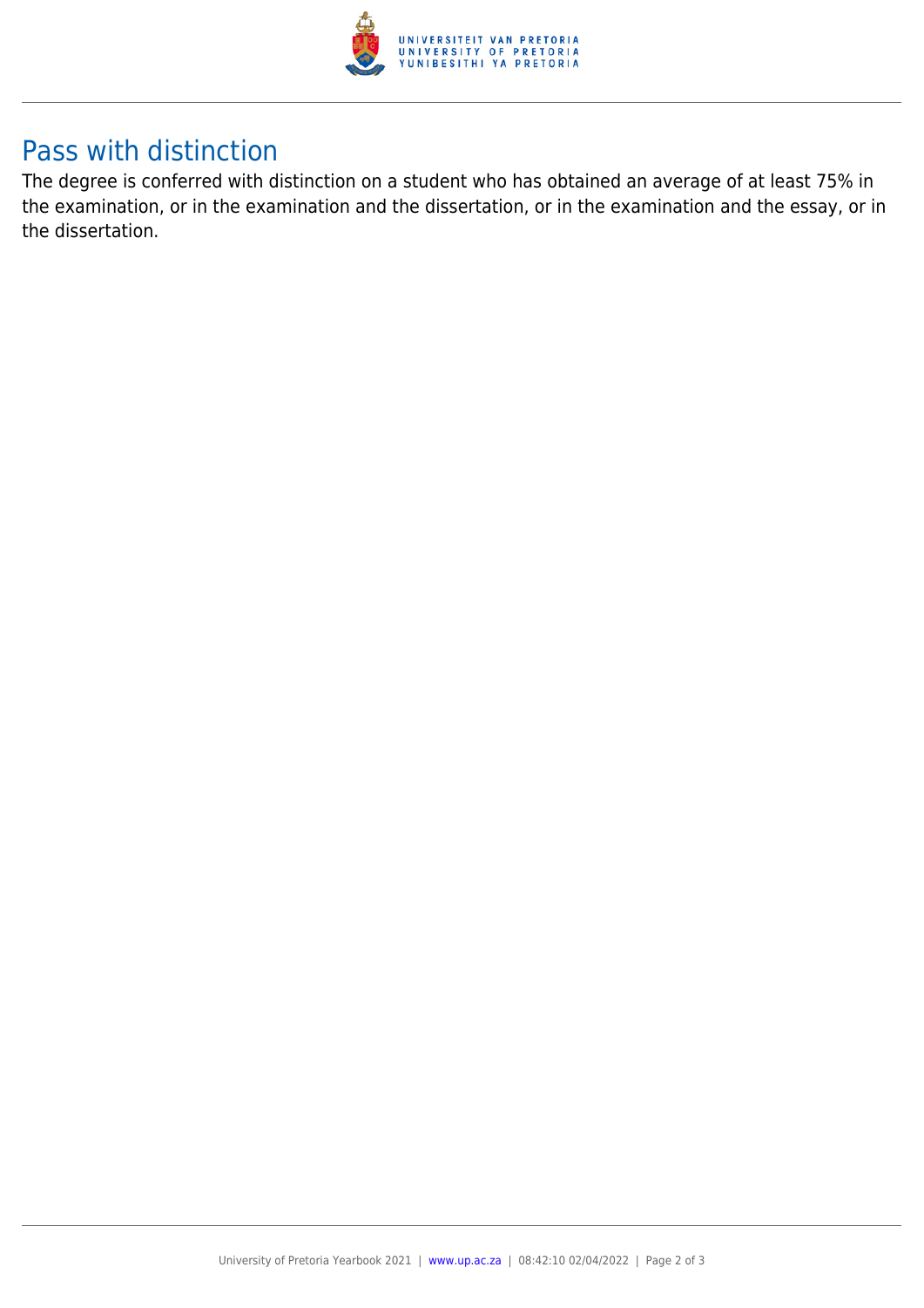## Pass with distinction

The degree is conferred with distinction on a student who has obtained an average of at least 75% in the examination, or in the examination and the dissertation, or in the examination and the essay, or in the dissertation.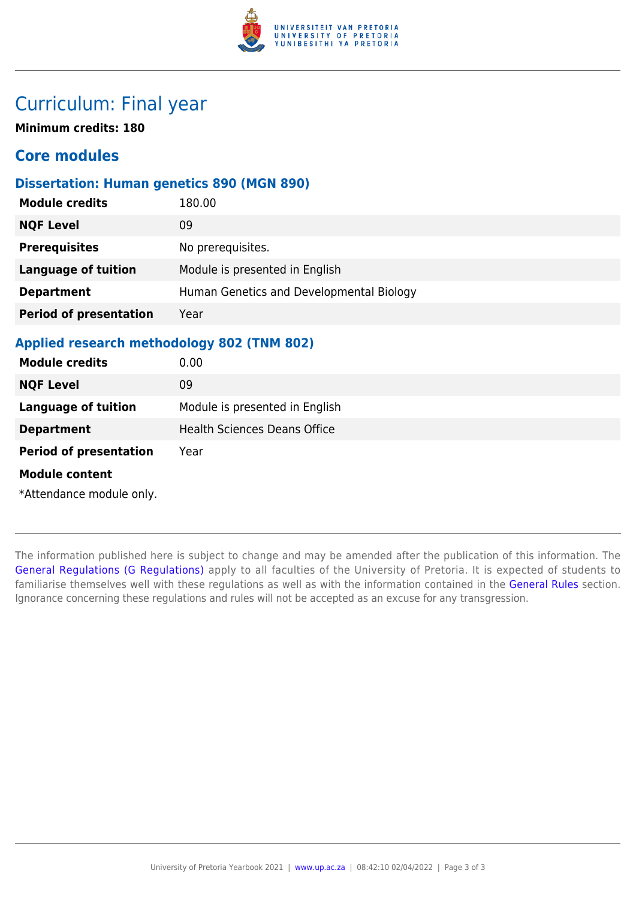# Curriculum: Final year

**Minimum credits: 180**

## Core modules

### Dissertation: Human genetics 890 (MGN 890)

| | |
|---|---|
| **Module credits** | 180.00 |
| **NQF Level** | 09 |
| **Prerequisites** | No prerequisites. |
| **Language of tuition** | Module is presented in English |
| **Department** | Human Genetics and Developmental Biology |
| **Period of presentation** | Year |

### Applied research methodology 802 (TNM 802)

| | |
|---|---|
| **Module credits** | 0.00 |
| **NQF Level** | 09 |
| **Language of tuition** | Module is presented in English |
| **Department** | Health Sciences Deans Office |
| **Period of presentation** | Year |

**Module content**

*Attendance module only.

The information published here is subject to change and may be amended after the publication of this information. The General Regulations (G Regulations) apply to all faculties of the University of Pretoria. It is expected of students to familiarise themselves well with these regulations as well as with the information contained in the General Rules section. Ignorance concerning these regulations and rules will not be accepted as an excuse for any transgression.